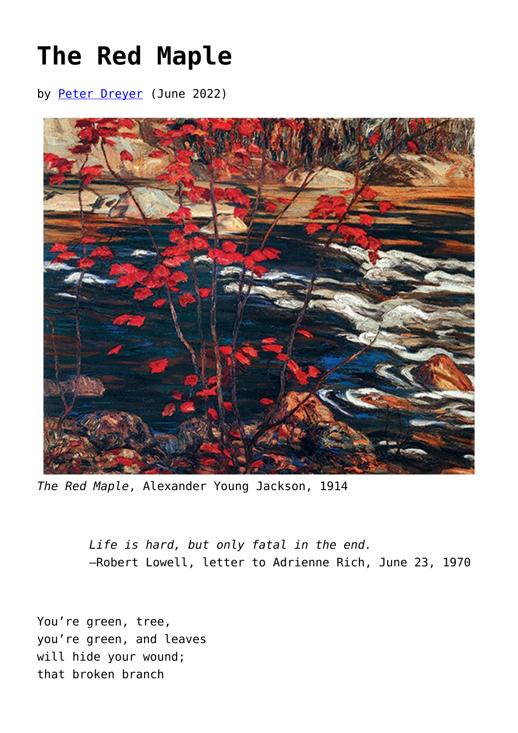# The Red Maple

by Peter Dreyer (June 2022)

*The Red Maple*, Alexander Young Jackson, 1914

> *Life is hard, but only fatal in the end.*
> —Robert Lowell, letter to Adrienne Rich, June 23, 1970

You're green, tree,
you're green, and leaves
will hide your wound;
that broken branch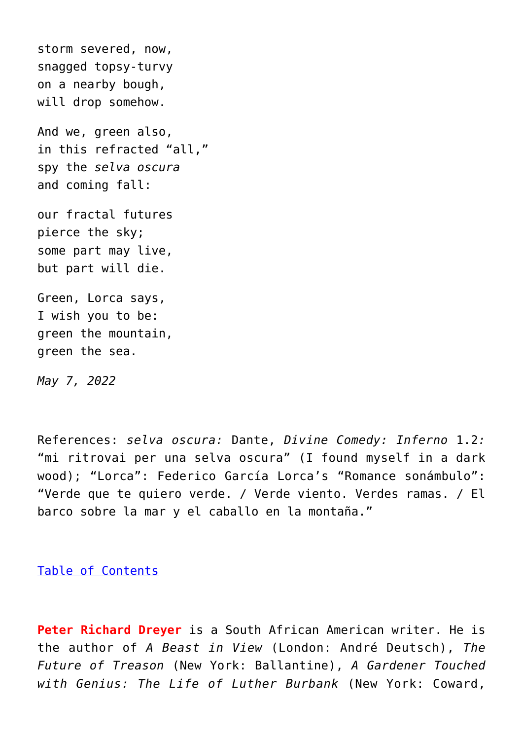storm severed, now,  
snagged topsy-turvy  
on a nearby bough,  
will drop somehow.

And we, green also,  
in this refracted “all,”  
spy the *selva oscura*  
and coming fall:

our fractal futures  
pierce the sky;  
some part may live,  
but part will die.

Green, Lorca says,  
I wish you to be:  
green the mountain,  
green the sea.

*May 7, 2022*

References: *selva oscura:* Dante, *Divine Comedy: Inferno* 1.2*:* “mi ritrovai per una selva oscura” (I found myself in a dark wood); “Lorca”: Federico García Lorca’s “Romance sonámbulo”: “Verde que te quiero verde. / Verde viento. Verdes ramas. / El barco sobre la mar y el caballo en la montaña.”

Table of Contents

**Peter Richard Dreyer** is a South African American writer. He is the author of *A Beast in View* (London: André Deutsch), *The Future of Treason* (New York: Ballantine), *A Gardener Touched with Genius: The Life of Luther Burbank* (New York: Coward,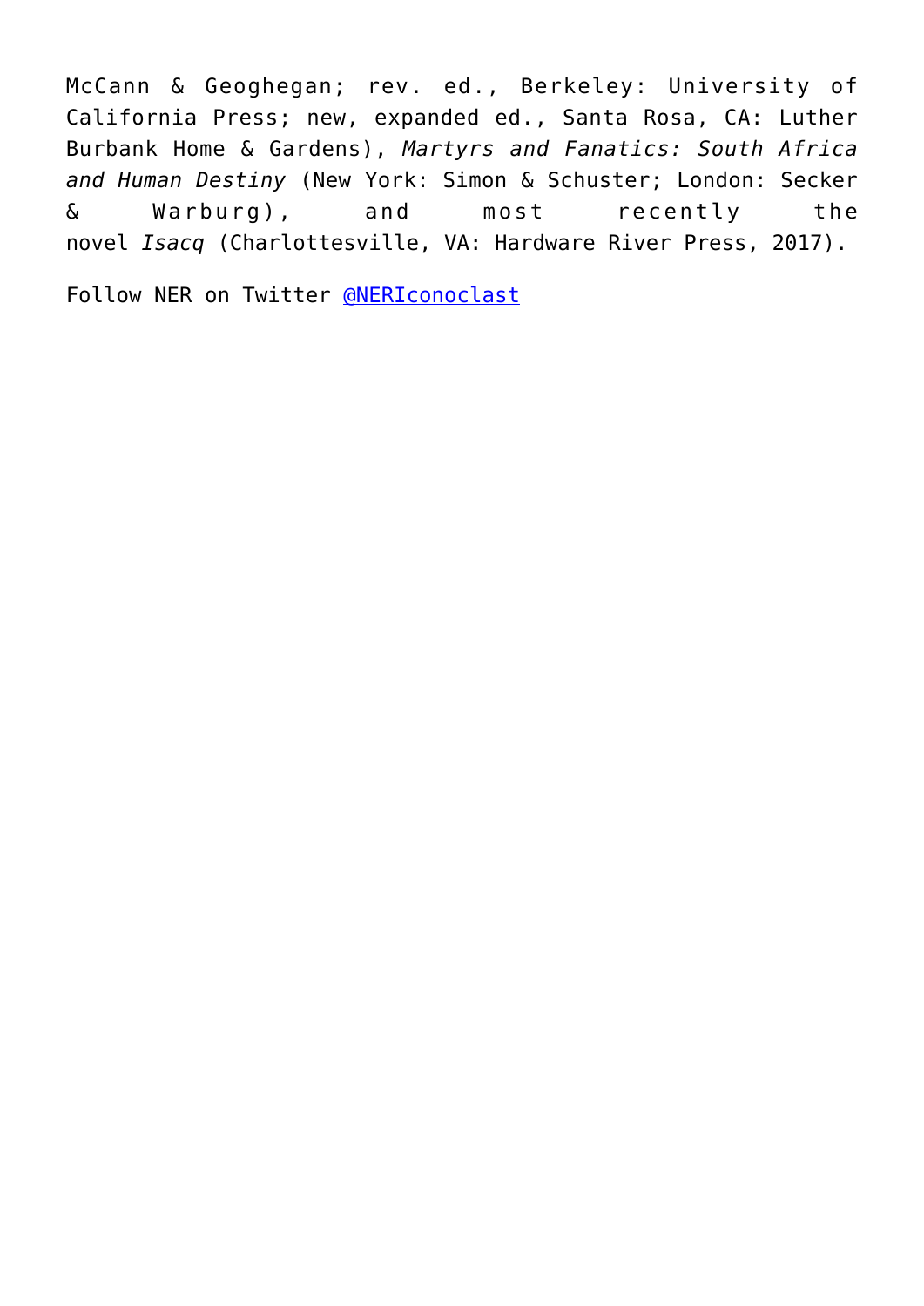McCann & Geoghegan; rev. ed., Berkeley: University of California Press; new, expanded ed., Santa Rosa, CA: Luther Burbank Home & Gardens), *Martyrs and Fanatics: South Africa and Human Destiny* (New York: Simon & Schuster; London: Secker & Warburg), and most recently the novel *Isacq* (Charlottesville, VA: Hardware River Press, 2017).

Follow NER on Twitter @NERIconoclast